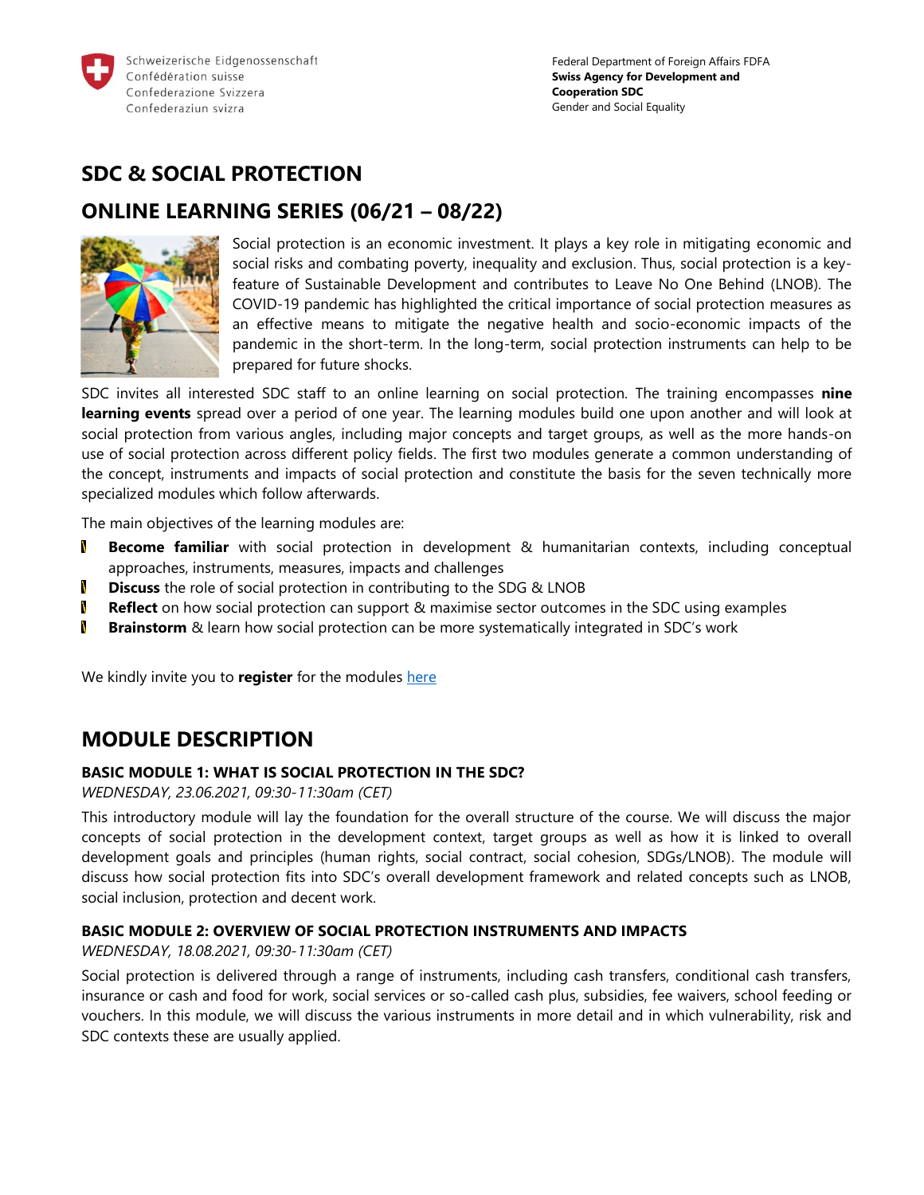Schweizerische Eidgenossenschaft
Confédération suisse
Confederazione Svizzera
Confederaziun svizra

Federal Department of Foreign Affairs FDFA
**Swiss Agency for Development and Cooperation SDC**
Gender and Social Equality

# SDC & SOCIAL PROTECTION

# ONLINE LEARNING SERIES (06/21 – 08/22)

Social protection is an economic investment. It plays a key role in mitigating economic and social risks and combating poverty, inequality and exclusion. Thus, social protection is a key-feature of Sustainable Development and contributes to Leave No One Behind (LNOB). The COVID-19 pandemic has highlighted the critical importance of social protection measures as an effective means to mitigate the negative health and socio-economic impacts of the pandemic in the short-term. In the long-term, social protection instruments can help to be prepared for future shocks.

SDC invites all interested SDC staff to an online learning on social protection. The training encompasses **nine learning events** spread over a period of one year. The learning modules build one upon another and will look at social protection from various angles, including major concepts and target groups, as well as the more hands-on use of social protection across different policy fields. The first two modules generate a common understanding of the concept, instruments and impacts of social protection and constitute the basis for the seven technically more specialized modules which follow afterwards.

The main objectives of the learning modules are:

- **Become familiar** with social protection in development & humanitarian contexts, including conceptual approaches, instruments, measures, impacts and challenges
- **Discuss** the role of social protection in contributing to the SDG & LNOB
- **Reflect** on how social protection can support & maximise sector outcomes in the SDC using examples
- **Brainstorm** & learn how social protection can be more systematically integrated in SDC's work

We kindly invite you to **register** for the modules [here]

# MODULE DESCRIPTION

### BASIC MODULE 1: WHAT IS SOCIAL PROTECTION IN THE SDC?

*WEDNESDAY, 23.06.2021, 09:30-11:30am (CET)*

This introductory module will lay the foundation for the overall structure of the course. We will discuss the major concepts of social protection in the development context, target groups as well as how it is linked to overall development goals and principles (human rights, social contract, social cohesion, SDGs/LNOB). The module will discuss how social protection fits into SDC's overall development framework and related concepts such as LNOB, social inclusion, protection and decent work.

### BASIC MODULE 2: OVERVIEW OF SOCIAL PROTECTION INSTRUMENTS AND IMPACTS

*WEDNESDAY, 18.08.2021, 09:30-11:30am (CET)*

Social protection is delivered through a range of instruments, including cash transfers, conditional cash transfers, insurance or cash and food for work, social services or so-called cash plus, subsidies, fee waivers, school feeding or vouchers. In this module, we will discuss the various instruments in more detail and in which vulnerability, risk and SDC contexts these are usually applied.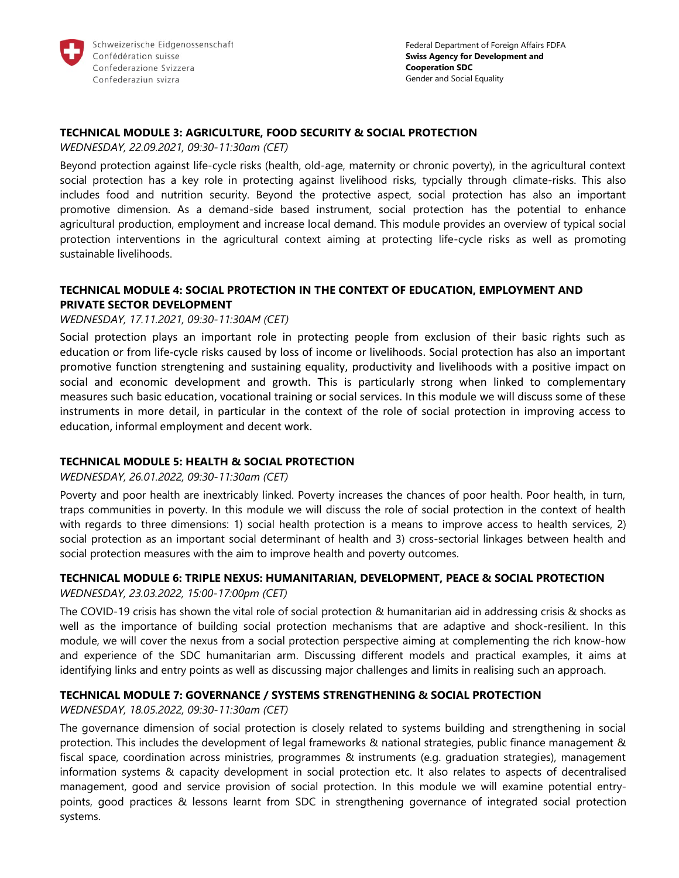## TECHNICAL MODULE 3: AGRICULTURE, FOOD SECURITY & SOCIAL PROTECTION

*WEDNESDAY, 22.09.2021, 09:30-11:30am (CET)*

Beyond protection against life-cycle risks (health, old-age, maternity or chronic poverty), in the agricultural context social protection has a key role in protecting against livelihood risks, typcially through climate-risks. This also includes food and nutrition security. Beyond the protective aspect, social protection has also an important promotive dimension. As a demand-side based instrument, social protection has the potential to enhance agricultural production, employment and increase local demand. This module provides an overview of typical social protection interventions in the agricultural context aiming at protecting life-cycle risks as well as promoting sustainable livelihoods.

## TECHNICAL MODULE 4: SOCIAL PROTECTION IN THE CONTEXT OF EDUCATION, EMPLOYMENT AND PRIVATE SECTOR DEVELOPMENT

*WEDNESDAY, 17.11.2021, 09:30-11:30AM (CET)*

Social protection plays an important role in protecting people from exclusion of their basic rights such as education or from life-cycle risks caused by loss of income or livelihoods. Social protection has also an important promotive function strengtening and sustaining equality, productivity and livelihoods with a positive impact on social and economic development and growth. This is particularly strong when linked to complementary measures such basic education, vocational training or social services. In this module we will discuss some of these instruments in more detail, in particular in the context of the role of social protection in improving access to education, informal employment and decent work.

## TECHNICAL MODULE 5: HEALTH & SOCIAL PROTECTION

*WEDNESDAY, 26.01.2022, 09:30-11:30am (CET)*

Poverty and poor health are inextricably linked. Poverty increases the chances of poor health. Poor health, in turn, traps communities in poverty. In this module we will discuss the role of social protection in the context of health with regards to three dimensions: 1) social health protection is a means to improve access to health services, 2) social protection as an important social determinant of health and 3) cross-sectorial linkages between health and social protection measures with the aim to improve health and poverty outcomes.

## TECHNICAL MODULE 6: TRIPLE NEXUS: HUMANITARIAN, DEVELOPMENT, PEACE & SOCIAL PROTECTION

*WEDNESDAY, 23.03.2022, 15:00-17:00pm (CET)*

The COVID-19 crisis has shown the vital role of social protection & humanitarian aid in addressing crisis & shocks as well as the importance of building social protection mechanisms that are adaptive and shock-resilient. In this module, we will cover the nexus from a social protection perspective aiming at complementing the rich know-how and experience of the SDC humanitarian arm. Discussing different models and practical examples, it aims at identifying links and entry points as well as discussing major challenges and limits in realising such an approach.

## TECHNICAL MODULE 7: GOVERNANCE / SYSTEMS STRENGTHENING & SOCIAL PROTECTION

*WEDNESDAY, 18.05.2022, 09:30-11:30am (CET)*

The governance dimension of social protection is closely related to systems building and strengthening in social protection. This includes the development of legal frameworks & national strategies, public finance management & fiscal space, coordination across ministries, programmes & instruments (e.g. graduation strategies), management information systems & capacity development in social protection etc. It also relates to aspects of decentralised management, good and service provision of social protection. In this module we will examine potential entry-points, good practices & lessons learnt from SDC in strengthening governance of integrated social protection systems.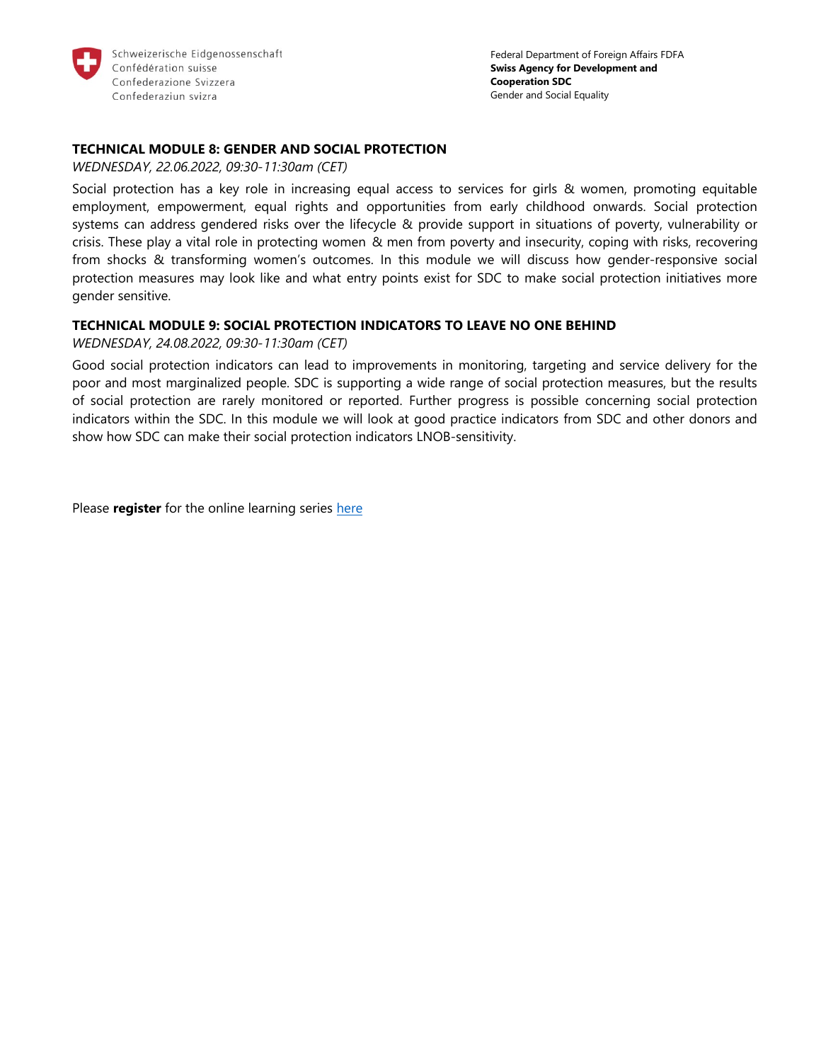## TECHNICAL MODULE 8: GENDER AND SOCIAL PROTECTION

*WEDNESDAY, 22.06.2022, 09:30-11:30am (CET)*

Social protection has a key role in increasing equal access to services for girls & women, promoting equitable employment, empowerment, equal rights and opportunities from early childhood onwards. Social protection systems can address gendered risks over the lifecycle & provide support in situations of poverty, vulnerability or crisis. These play a vital role in protecting women & men from poverty and insecurity, coping with risks, recovering from shocks & transforming women's outcomes. In this module we will discuss how gender-responsive social protection measures may look like and what entry points exist for SDC to make social protection initiatives more gender sensitive.

## TECHNICAL MODULE 9: SOCIAL PROTECTION INDICATORS TO LEAVE NO ONE BEHIND

*WEDNESDAY, 24.08.2022, 09:30-11:30am (CET)*

Good social protection indicators can lead to improvements in monitoring, targeting and service delivery for the poor and most marginalized people. SDC is supporting a wide range of social protection measures, but the results of social protection are rarely monitored or reported. Further progress is possible concerning social protection indicators within the SDC. In this module we will look at good practice indicators from SDC and other donors and show how SDC can make their social protection indicators LNOB-sensitivity.

Please **register** for the online learning series here